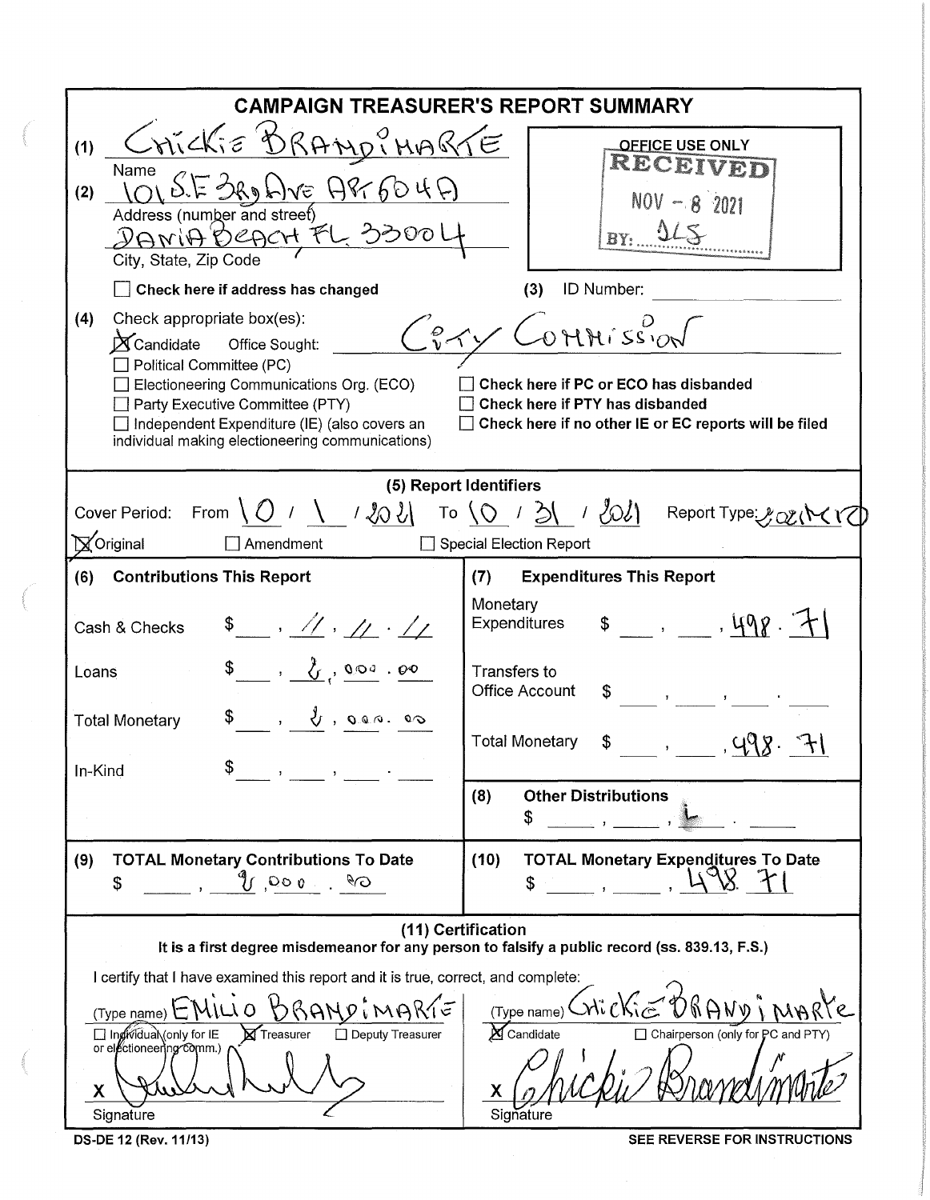# CAMPAIGN TREASURER'S REPORT SUMMARY

(1) CHICKIE BRANDIMARTE
Name

(2) 101 S.E 3RD AVE APT 604A
Address (number and street)

DANIA BEACH FL 33004
City, State, Zip Code

OFFICE USE ONLY
RECEIVED
NOV - 8 2021
BY: SLS

☐ Check here if address has changed

(3) ID Number:

(4) Check appropriate box(es):

☒ Candidate Office Sought: City Commission
☐ Political Committee (PC)
☐ Electioneering Communications Org. (ECO)
☐ Party Executive Committee (PTY)
☐ Independent Expenditure (IE) (also covers an individual making electioneering communications)

☐ Check here if PC or ECO has disbanded
☐ Check here if PTY has disbanded
☐ Check here if no other IE or EC reports will be filed

## (5) Report Identifiers

Cover Period: From 10 / 1 / 2021 To 10 / 31 / 2021 Report Type: 2021M10

☒ Original ☐ Amendment ☐ Special Election Report

| (6) Contributions This Report | | (7) Expenditures This Report | |
|---|---|---|---|
| Cash & Checks | $ , //, //. // | Monetary Expenditures | $ 498.71 |
| Loans | $ 2,000.00 | Transfers to Office Account | $ |
| Total Monetary | $ 2,000.00 | Total Monetary | $ 498.71 |
| In-Kind | $ | (8) Other Distributions | $ |

| (9) TOTAL Monetary Contributions To Date | (10) TOTAL Monetary Expenditures To Date |
|---|---|
| $ 2,000.00 | $ 498.71 |

## (11) Certification

**It is a first degree misdemeanor for any person to falsify a public record (ss. 839.13, F.S.)**

I certify that I have examined this report and it is true, correct, and complete:

(Type name) EMILIO BRANDIMARTE
☐ Individual (only for IE or electioneering comm.) ☒ Treasurer ☐ Deputy Treasurer

X [signature]
Signature

(Type name) CHICKIE BRANDIMARTE
☒ Candidate ☐ Chairperson (only for PC and PTY)

X Chickie Brandimarte
Signature

DS-DE 12 (Rev. 11/13)

SEE REVERSE FOR INSTRUCTIONS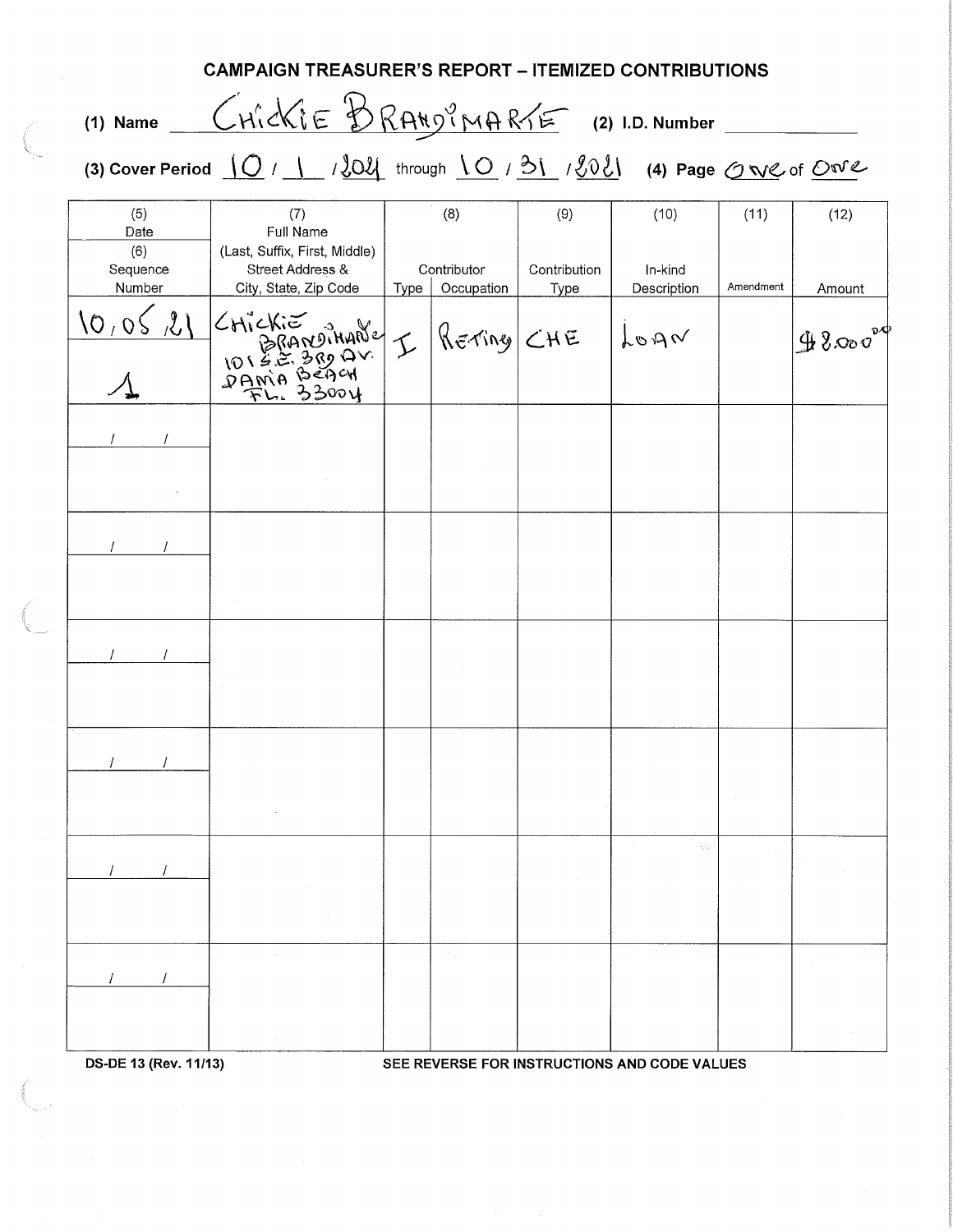## CAMPAIGN TREASURER'S REPORT – ITEMIZED CONTRIBUTIONS

(1) Name CHICKIE BRANDIMARTE (2) I.D. Number

(3) Cover Period 10 / 1 / 2021 through 10 / 31 / 2021 (4) Page One of One

| (5) Date / (6) Sequence Number | (7) Full Name (Last, Suffix, First, Middle) Street Address & City, State, Zip Code | (8) Contributor Type | (8) Contributor Occupation | (9) Contribution Type | (10) In-kind Description | (11) Amendment | (12) Amount |
|---|---|---|---|---|---|---|---|
| 10/05/21 / 1 | CHICKIE BRANDIMARTE 101 S.E. 3RD AV. DANIA BEACH FL. 33004 | I | RETIRED | CHE | LOAN | | $8,000.00 |
| / / | | | | | | | |
| / / | | | | | | | |
| / / | | | | | | | |
| / / | | | | | | | |
| / / | | | | | | | |
| / / | | | | | | | |

DS-DE 13 (Rev. 11/13) SEE REVERSE FOR INSTRUCTIONS AND CODE VALUES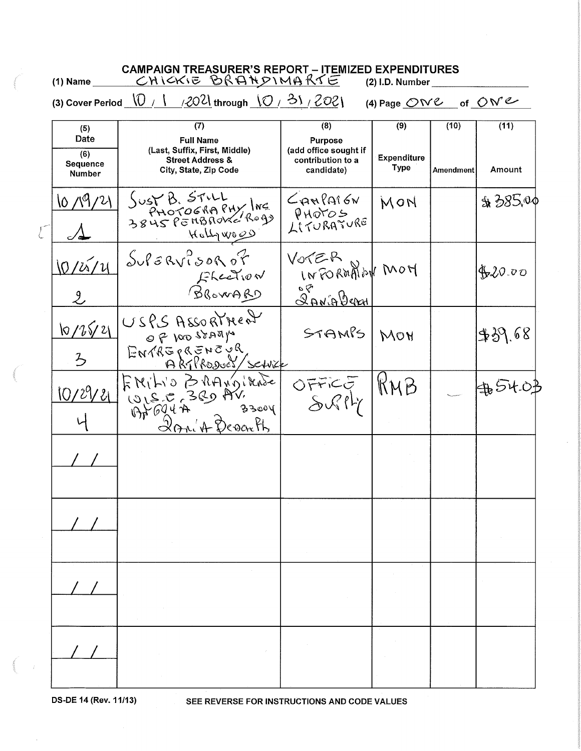# CAMPAIGN TREASURER'S REPORT – ITEMIZED EXPENDITURES

(1) Name CHICKIE BRANDIMARTE (2) I.D. Number

(3) Cover Period 10 / 1 / 2021 through 10 / 31 / 2021 (4) Page One of One

| (5) Date / (6) Sequence Number | (7) Full Name (Last, Suffix, First, Middle) Street Address & City, State, Zip Code | (8) Purpose (add office sought if contribution to a candidate) | (9) Expenditure Type | (10) Amendment | (11) Amount |
|---|---|---|---|---|---|
| 10/19/21 / 1 | Susy B. Still Photography, Inc. 3845 Pembroke Road Hollywood | Campaign Photos Literature | MON | | $385.00 |
| 10/25/21 / 2 | Supervisor of Election Broward | Voter Information of Dania Beach | MON | | $20.00 |
| 10/25/21 / 3 | USPS Assortment of 100 stamps Entrepreneur Art Product/Service | Stamps | MON | | $39.68 |
| 10/29/21 / 4 | Emilio Brandimarte 101 S.E. 3rd Av. Apt 604 A 33004 Dania Beach Fl | Office Supply | RMB | — | $54.03 |
| / / | | | | | |
| / / | | | | | |
| / / | | | | | |
| / / | | | | | |

DS-DE 14 (Rev. 11/13) SEE REVERSE FOR INSTRUCTIONS AND CODE VALUES